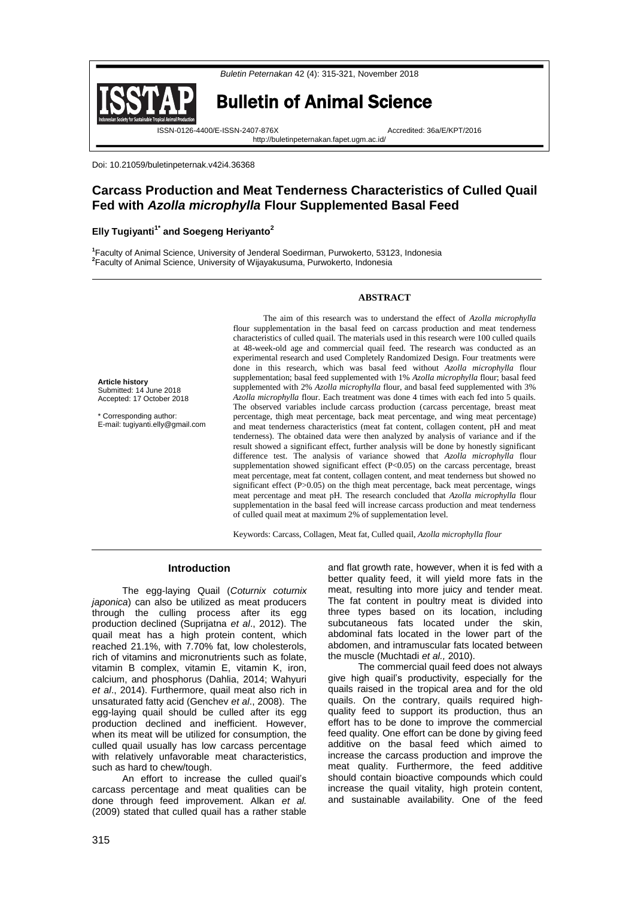Doi: 10.21059/buletinpeternak.v42i4.36368

# Carcass Production and Meat Tenderness Characteristics of Culled Quail Fed with *Azolla microphylla* Flour Supplemented Basal Feed

**Elly Tugiyanti[1*] and Soegeng Heriyanto[2]**

[1]Faculty of Animal Science, University of Jenderal Soedirman, Purwokerto, 53123, Indonesia
[2]Faculty of Animal Science, University of Wijayakusuma, Purwokerto, Indonesia

**Article history**
Submitted: 14 June 2018
Accepted: 17 October 2018

\* Corresponding author:
E-mail: tugiyanti.elly@gmail.com

## ABSTRACT

The aim of this research was to understand the effect of *Azolla microphylla* flour supplementation in the basal feed on carcass production and meat tenderness characteristics of culled quail. The materials used in this research were 100 culled quails at 48-week-old age and commercial quail feed. The research was conducted as an experimental research and used Completely Randomized Design. Four treatments were done in this research, which was basal feed without *Azolla microphylla* flour supplementation; basal feed supplemented with 1% *Azolla microphylla* flour; basal feed supplemented with 2% *Azolla microphylla* flour, and basal feed supplemented with 3% *Azolla microphylla* flour. Each treatment was done 4 times with each fed into 5 quails. The observed variables include carcass production (carcass percentage, breast meat percentage, thigh meat percentage, back meat percentage, and wing meat percentage) and meat tenderness characteristics (meat fat content, collagen content, pH and meat tenderness). The obtained data were then analyzed by analysis of variance and if the result showed a significant effect, further analysis will be done by honestly significant difference test. The analysis of variance showed that *Azolla microphylla* flour supplementation showed significant effect ($P<0.05$) on the carcass percentage, breast meat percentage, meat fat content, collagen content, and meat tenderness but showed no significant effect ($P>0.05$) on the thigh meat percentage, back meat percentage, wings meat percentage and meat pH. The research concluded that *Azolla microphylla* flour supplementation in the basal feed will increase carcass production and meat tenderness of culled quail meat at maximum 2% of supplementation level.

Keywords: Carcass, Collagen, Meat fat, Culled quail, *Azolla microphylla flour*

## Introduction

The egg-laying Quail (*Coturnix coturnix japonica*) can also be utilized as meat producers through the culling process after its egg production declined (Suprijatna *et al*., 2012). The quail meat has a high protein content, which reached 21.1%, with 7.70% fat, low cholesterols, rich of vitamins and micronutrients such as folate, vitamin B complex, vitamin E, vitamin K, iron, calcium, and phosphorus (Dahlia, 2014; Wahyuri *et al*., 2014). Furthermore, quail meat also rich in unsaturated fatty acid (Genchev *et al*., 2008). The egg-laying quail should be culled after its egg production declined and inefficient. However, when its meat will be utilized for consumption, the culled quail usually has low carcass percentage with relatively unfavorable meat characteristics, such as hard to chew/tough.

An effort to increase the culled quail's carcass percentage and meat qualities can be done through feed improvement. Alkan *et al.* (2009) stated that culled quail has a rather stable and flat growth rate, however, when it is fed with a better quality feed, it will yield more fats in the meat, resulting into more juicy and tender meat. The fat content in poultry meat is divided into three types based on its location, including subcutaneous fats located under the skin, abdominal fats located in the lower part of the abdomen, and intramuscular fats located between the muscle (Muchtadi *et al.,* 2010).

The commercial quail feed does not always give high quail's productivity, especially for the quails raised in the tropical area and for the old quails. On the contrary, quails required high-quality feed to support its production, thus an effort has to be done to improve the commercial feed quality. One effort can be done by giving feed additive on the basal feed which aimed to increase the carcass production and improve the meat quality. Furthermore, the feed additive should contain bioactive compounds which could increase the quail vitality, high protein content, and sustainable availability. One of the feed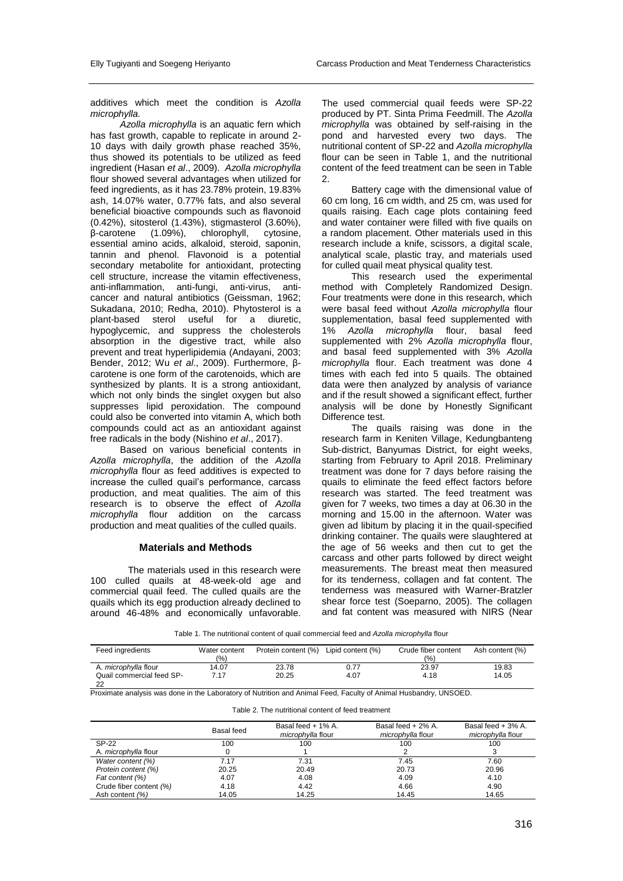additives which meet the condition is *Azolla microphylla.*

*Azolla microphylla* is an aquatic fern which has fast growth, capable to replicate in around 2-10 days with daily growth phase reached 35%, thus showed its potentials to be utilized as feed ingredient (Hasan *et al*., 2009). *Azolla microphylla* flour showed several advantages when utilized for feed ingredients, as it has 23.78% protein, 19.83% ash, 14.07% water, 0.77% fats, and also several beneficial bioactive compounds such as flavonoid (0.42%), sitosterol (1.43%), stigmasterol (3.60%), β-carotene (1.09%), chlorophyll, cytosine, essential amino acids, alkaloid, steroid, saponin, tannin and phenol. Flavonoid is a potential secondary metabolite for antioxidant, protecting cell structure, increase the vitamin effectiveness, anti-inflammation, anti-fungi, anti-virus, anti-cancer and natural antibiotics (Geissman, 1962; Sukadana, 2010; Redha, 2010). Phytosterol is a plant-based sterol useful for a diuretic, hypoglycemic, and suppress the cholesterols absorption in the digestive tract, while also prevent and treat hyperlipidemia (Andayani, 2003; Bender, 2012; Wu *et al*., 2009). Furthermore, β-carotene is one form of the carotenoids, which are synthesized by plants. It is a strong antioxidant, which not only binds the singlet oxygen but also suppresses lipid peroxidation. The compound could also be converted into vitamin A, which both compounds could act as an antioxidant against free radicals in the body (Nishino *et al*., 2017).

Based on various beneficial contents in *Azolla microphylla*, the addition of the *Azolla microphylla* flour as feed additives is expected to increase the culled quail's performance, carcass production, and meat qualities. The aim of this research is to observe the effect of *Azolla microphylla* flour addition on the carcass production and meat qualities of the culled quails.

## Materials and Methods

The materials used in this research were 100 culled quails at 48-week-old age and commercial quail feed. The culled quails are the quails which its egg production already declined to around 46-48% and economically unfavorable. The used commercial quail feeds were SP-22 produced by PT. Sinta Prima Feedmill. The *Azolla microphylla* was obtained by self-raising in the pond and harvested every two days. The nutritional content of SP-22 and *Azolla microphylla* flour can be seen in Table 1, and the nutritional content of the feed treatment can be seen in Table 2.

Battery cage with the dimensional value of 60 cm long, 16 cm width, and 25 cm, was used for quails raising. Each cage plots containing feed and water container were filled with five quails on a random placement. Other materials used in this research include a knife, scissors, a digital scale, analytical scale, plastic tray, and materials used for culled quail meat physical quality test.

This research used the experimental method with Completely Randomized Design. Four treatments were done in this research, which were basal feed without *Azolla microphylla* flour supplementation, basal feed supplemented with 1% *Azolla microphylla* flour, basal feed supplemented with 2% *Azolla microphylla* flour, and basal feed supplemented with 3% *Azolla microphylla* flour. Each treatment was done 4 times with each fed into 5 quails. The obtained data were then analyzed by analysis of variance and if the result showed a significant effect, further analysis will be done by Honestly Significant Difference test.

The quails raising was done in the research farm in Keniten Village, Kedungbanteng Sub-district, Banyumas District, for eight weeks, starting from February to April 2018. Preliminary treatment was done for 7 days before raising the quails to eliminate the feed effect factors before research was started. The feed treatment was given for 7 weeks, two times a day at 06.30 in the morning and 15.00 in the afternoon. Water was given ad libitum by placing it in the quail-specified drinking container. The quails were slaughtered at the age of 56 weeks and then cut to get the carcass and other parts followed by direct weight measurements. The breast meat then measured for its tenderness, collagen and fat content. The tenderness was measured with Warner-Bratzler shear force test (Soeparno, 2005). The collagen and fat content was measured with NIRS (Near

Table 1. The nutritional content of quail commercial feed and *Azolla microphylla* flour

| Feed ingredients | Water content (%) | Protein content (%) | Lipid content (%) | Crude fiber content (%) | Ash content (%) |
|---|---|---|---|---|---|
| *A. microphylla* flour | 14.07 | 23.78 | 0.77 | 23.97 | 19.83 |
| Quail commercial feed SP-22 | 7.17 | 20.25 | 4.07 | 4.18 | 14.05 |

Proximate analysis was done in the Laboratory of Nutrition and Animal Feed, Faculty of Animal Husbandry, UNSOED.

Table 2. The nutritional content of feed treatment

| | Basal feed | Basal feed + 1% *A. microphylla* flour | Basal feed + 2% *A. microphylla* flour | Basal feed + 3% *A. microphylla* flour |
|---|---|---|---|---|
| SP-22 | 100 | 100 | 100 | 100 |
| *A. microphylla* flour | 0 | 1 | 2 | 3 |
| *Water content (%)* | 7.17 | 7.31 | 7.45 | 7.60 |
| *Protein content (%)* | 20.25 | 20.49 | 20.73 | 20.96 |
| *Fat content (%)* | 4.07 | 4.08 | 4.09 | 4.10 |
| Crude fiber content *(%)* | 4.18 | 4.42 | 4.66 | 4.90 |
| Ash content *(%)* | 14.05 | 14.25 | 14.45 | 14.65 |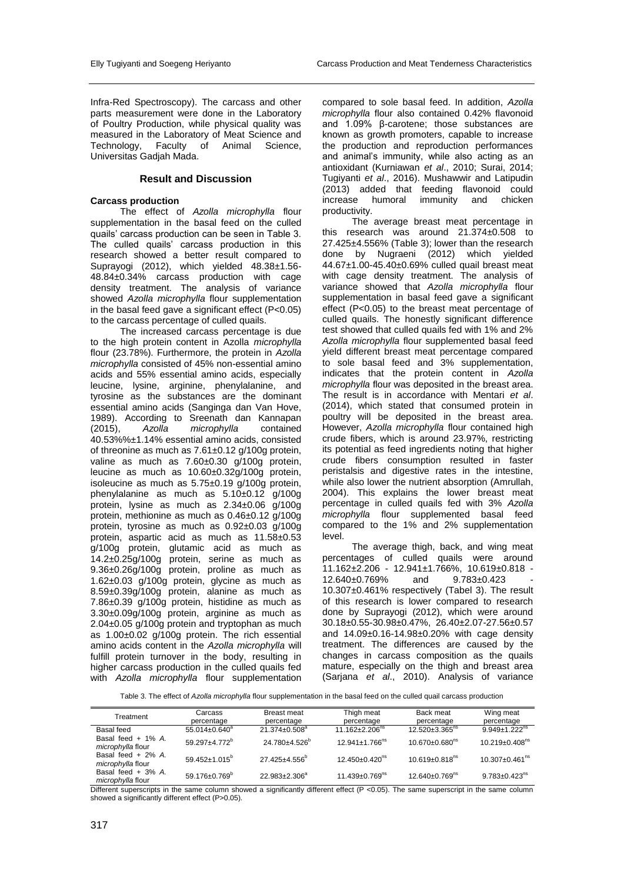Infra-Red Spectroscopy). The carcass and other parts measurement were done in the Laboratory of Poultry Production, while physical quality was measured in the Laboratory of Meat Science and Technology, Faculty of Animal Science, Universitas Gadjah Mada.

## Result and Discussion

### Carcass production

The effect of *Azolla microphylla* flour supplementation in the basal feed on the culled quails' carcass production can be seen in Table 3. The culled quails' carcass production in this research showed a better result compared to Suprayogi (2012), which yielded 48.38±1.56-48.84±0.34% carcass production with cage density treatment. The analysis of variance showed *Azolla microphylla* flour supplementation in the basal feed gave a significant effect ($P<0.05$) to the carcass percentage of culled quails.

The increased carcass percentage is due to the high protein content in Azolla *microphylla* flour (23.78%). Furthermore, the protein in *Azolla microphylla* consisted of 45% non-essential amino acids and 55% essential amino acids, especially leucine, lysine, arginine, phenylalanine, and tyrosine as the substances are the dominant essential amino acids (Sanginga dan Van Hove, 1989). According to Sreenath dan Kannapan (2015), *Azolla microphylla* contained 40.53%%±1.14% essential amino acids, consisted of threonine as much as 7.61±0.12 g/100g protein, valine as much as 7.60±0.30 g/100g protein, leucine as much as 10.60±0.32g/100g protein, isoleucine as much as 5.75±0.19 g/100g protein, phenylalanine as much as 5.10±0.12 g/100g protein, lysine as much as 2.34±0.06 g/100g protein, methionine as much as 0.46±0.12 g/100g protein, tyrosine as much as 0.92±0.03 g/100g protein, aspartic acid as much as 11.58±0.53 g/100g protein, glutamic acid as much as 14.2±0.25g/100g protein, serine as much as 9.36±0.26g/100g protein, proline as much as 1.62±0.03 g/100g protein, glycine as much as 8.59±0.39g/100g protein, alanine as much as 7.86±0.39 g/100g protein, histidine as much as 3.30±0.09g/100g protein, arginine as much as 2.04±0.05 g/100g protein and tryptophan as much as 1.00±0.02 g/100g protein. The rich essential amino acids content in the *Azolla microphylla* will fulfill protein turnover in the body, resulting in higher carcass production in the culled quails fed with *Azolla microphylla* flour supplementation compared to sole basal feed. In addition, *Azolla microphylla* flour also contained 0.42% flavonoid and 1.09% β-carotene; those substances are known as growth promoters, capable to increase the production and reproduction performances and animal's immunity, while also acting as an antioxidant (Kurniawan *et al*., 2010; Surai, 2014; Tugiyanti *et al*., 2016). Mushawwir and Latipudin (2013) added that feeding flavonoid could increase humoral immunity and chicken productivity.

The average breast meat percentage in this research was around 21.374±0.508 to 27.425±4.556% (Table 3); lower than the research done by Nugraeni (2012) which yielded 44.67±1.00-45.40±0.69% culled quail breast meat with cage density treatment. The analysis of variance showed that *Azolla microphylla* flour supplementation in basal feed gave a significant effect ($P<0.05$) to the breast meat percentage of culled quails. The honestly significant difference test showed that culled quails fed with 1% and 2% *Azolla microphylla* flour supplemented basal feed yield different breast meat percentage compared to sole basal feed and 3% supplementation, indicates that the protein content in *Azolla microphylla* flour was deposited in the breast area. The result is in accordance with Mentari *et al*. (2014), which stated that consumed protein in poultry will be deposited in the breast area. However, *Azolla microphylla* flour contained high crude fibers, which is around 23.97%, restricting its potential as feed ingredients noting that higher crude fibers consumption resulted in faster peristalsis and digestive rates in the intestine, while also lower the nutrient absorption (Amrullah, 2004). This explains the lower breast meat percentage in culled quails fed with 3% *Azolla microphylla* flour supplemented basal feed compared to the 1% and 2% supplementation level.

The average thigh, back, and wing meat percentages of culled quails were around 11.162±2.206 - 12.941±1.766%, 10.619±0.818 - 12.640±0.769% and 9.783±0.423 - 10.307±0.461% respectively (Tabel 3). The result of this research is lower compared to research done by Suprayogi (2012), which were around 30.18±0.55-30.98±0.47%, 26.40±2.07-27.56±0.57 and 14.09±0.16-14.98±0.20% with cage density treatment. The differences are caused by the changes in carcass composition as the quails mature, especially on the thigh and breast area (Sarjana *et al*., 2010). Analysis of variance

Table 3. The effect of *Azolla microphylla* flour supplementation in the basal feed on the culled quail carcass production

| Treatment | Carcass percentage | Breast meat percentage | Thigh meat percentage | Back meat percentage | Wing meat percentage |
|---|---|---|---|---|---|
| Basal feed | 55.014±0.640[a] | 21.374±0.508[a] | 11.162±2.206[ns] | 12.520±3.365[ns] | 9.949±1.222[ns] |
| Basal feed + 1% *A. microphylla* flour | 59.297±4.772[b] | 24.780±4.526[b] | 12.941±1.766[ns] | 10.670±0.680[ns] | 10.219±0.408[ns] |
| Basal feed + 2% *A. microphylla* flour | 59.452±1.015[b] | 27.425±4.556[b] | 12.450±0.420[ns] | 10.619±0.818[ns] | 10.307±0.461[ns] |
| Basal feed + 3% *A. microphylla* flour | 59.176±0.769[b] | 22.983±2.306[a] | 11.439±0.769[ns] | 12.640±0.769[ns] | 9.783±0.423[ns] |

Different superscripts in the same column showed a significantly different effect ($P<0.05$). The same superscript in the same column showed a significantly different effect ($P>0.05$).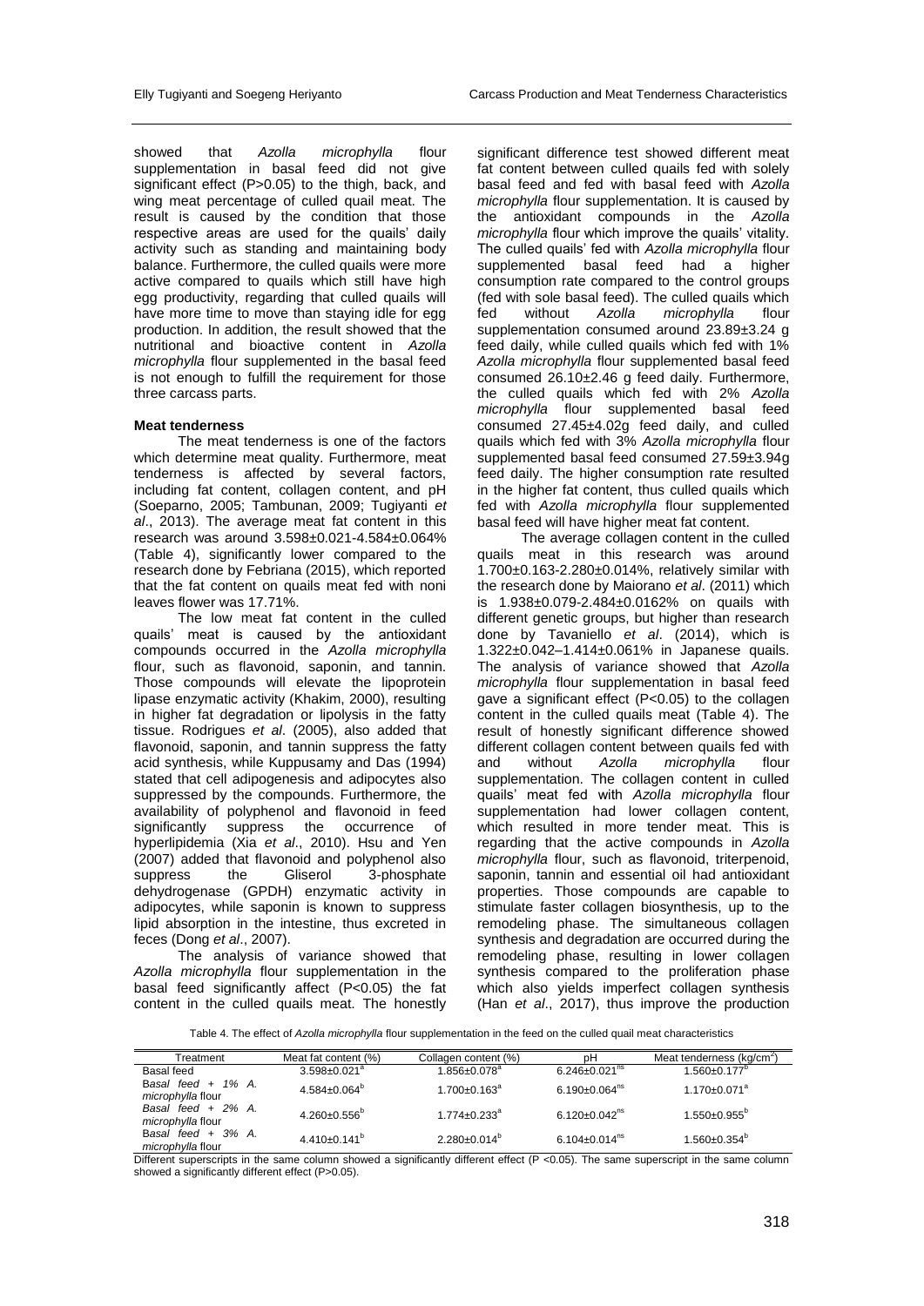showed that *Azolla microphylla* flour supplementation in basal feed did not give significant effect (P>0.05) to the thigh, back, and wing meat percentage of culled quail meat. The result is caused by the condition that those respective areas are used for the quails' daily activity such as standing and maintaining body balance. Furthermore, the culled quails were more active compared to quails which still have high egg productivity, regarding that culled quails will have more time to move than staying idle for egg production. In addition, the result showed that the nutritional and bioactive content in *Azolla microphylla* flour supplemented in the basal feed is not enough to fulfill the requirement for those three carcass parts.

**Meat tenderness**

The meat tenderness is one of the factors which determine meat quality. Furthermore, meat tenderness is affected by several factors, including fat content, collagen content, and pH (Soeparno, 2005; Tambunan, 2009; Tugiyanti *et al*., 2013). The average meat fat content in this research was around 3.598±0.021-4.584±0.064% (Table 4), significantly lower compared to the research done by Febriana (2015), which reported that the fat content on quails meat fed with noni leaves flower was 17.71%.

The low meat fat content in the culled quails' meat is caused by the antioxidant compounds occurred in the *Azolla microphylla* flour, such as flavonoid, saponin, and tannin. Those compounds will elevate the lipoprotein lipase enzymatic activity (Khakim, 2000), resulting in higher fat degradation or lipolysis in the fatty tissue. Rodrigues *et al*. (2005), also added that flavonoid, saponin, and tannin suppress the fatty acid synthesis, while Kuppusamy and Das (1994) stated that cell adipogenesis and adipocytes also suppressed by the compounds. Furthermore, the availability of polyphenol and flavonoid in feed significantly suppress the occurrence of hyperlipidemia (Xia *et al*., 2010). Hsu and Yen (2007) added that flavonoid and polyphenol also suppress the Gliserol 3-phosphate dehydrogenase (GPDH) enzymatic activity in adipocytes, while saponin is known to suppress lipid absorption in the intestine, thus excreted in feces (Dong *et al*., 2007).

The analysis of variance showed that *Azolla microphylla* flour supplementation in the basal feed significantly affect (P<0.05) the fat content in the culled quails meat. The honestly significant difference test showed different meat fat content between culled quails fed with solely basal feed and fed with basal feed with *Azolla microphylla* flour supplementation. It is caused by the antioxidant compounds in the *Azolla microphylla* flour which improve the quails' vitality. The culled quails' fed with *Azolla microphylla* flour supplemented basal feed had a higher consumption rate compared to the control groups (fed with sole basal feed). The culled quails which fed without *Azolla microphylla* flour supplementation consumed around 23.89±3.24 g feed daily, while culled quails which fed with 1% *Azolla microphylla* flour supplemented basal feed consumed 26.10±2.46 g feed daily. Furthermore, the culled quails which fed with 2% *Azolla microphylla* flour supplemented basal feed consumed 27.45±4.02g feed daily, and culled quails which fed with 3% *Azolla microphylla* flour supplemented basal feed consumed 27.59±3.94g feed daily. The higher consumption rate resulted in the higher fat content, thus culled quails which fed with *Azolla microphylla* flour supplemented basal feed will have higher meat fat content.

The average collagen content in the culled quails meat in this research was around 1.700±0.163-2.280±0.014%, relatively similar with the research done by Maiorano *et al*. (2011) which is 1.938±0.079-2.484±0.0162% on quails with different genetic groups, but higher than research done by Tavaniello *et al*. (2014), which is 1.322±0.042–1.414±0.061% in Japanese quails. The analysis of variance showed that *Azolla microphylla* flour supplementation in basal feed gave a significant effect (P<0.05) to the collagen content in the culled quails meat (Table 4). The result of honestly significant difference showed different collagen content between quails fed with and without *Azolla microphylla* flour supplementation. The collagen content in culled quails' meat fed with *Azolla microphylla* flour supplementation had lower collagen content, which resulted in more tender meat. This is regarding that the active compounds in *Azolla microphylla* flour, such as flavonoid, triterpenoid, saponin, tannin and essential oil had antioxidant properties. Those compounds are capable to stimulate faster collagen biosynthesis, up to the remodeling phase. The simultaneous collagen synthesis and degradation are occurred during the remodeling phase, resulting in lower collagen synthesis compared to the proliferation phase which also yields imperfect collagen synthesis (Han *et al*., 2017), thus improve the production

Table 4. The effect of *Azolla microphylla* flour supplementation in the feed on the culled quail meat characteristics

| Treatment | Meat fat content (%) | Collagen content (%) | pH | Meat tenderness (kg/cm$^2$) |
|---|---|---|---|---|
| Basal feed | 3.598±0.021$^a$ | 1.856±0.078$^a$ | 6.246±0.021$^{ns}$ | 1.560±0.177$^b$ |
| Basal feed + 1% *A. microphylla* flour | 4.584±0.064$^b$ | 1.700±0.163$^a$ | 6.190±0.064$^{ns}$ | 1.170±0.071$^a$ |
| Basal feed + 2% *A. microphylla* flour | 4.260±0.556$^b$ | 1.774±0.233$^a$ | 6.120±0.042$^{ns}$ | 1.550±0.955$^b$ |
| Basal feed + 3% *A. microphylla* flour | 4.410±0.141$^b$ | 2.280±0.014$^b$ | 6.104±0.014$^{ns}$ | 1.560±0.354$^b$ |

Different superscripts in the same column showed a significantly different effect (P <0.05). The same superscript in the same column showed a significantly different effect (P>0.05).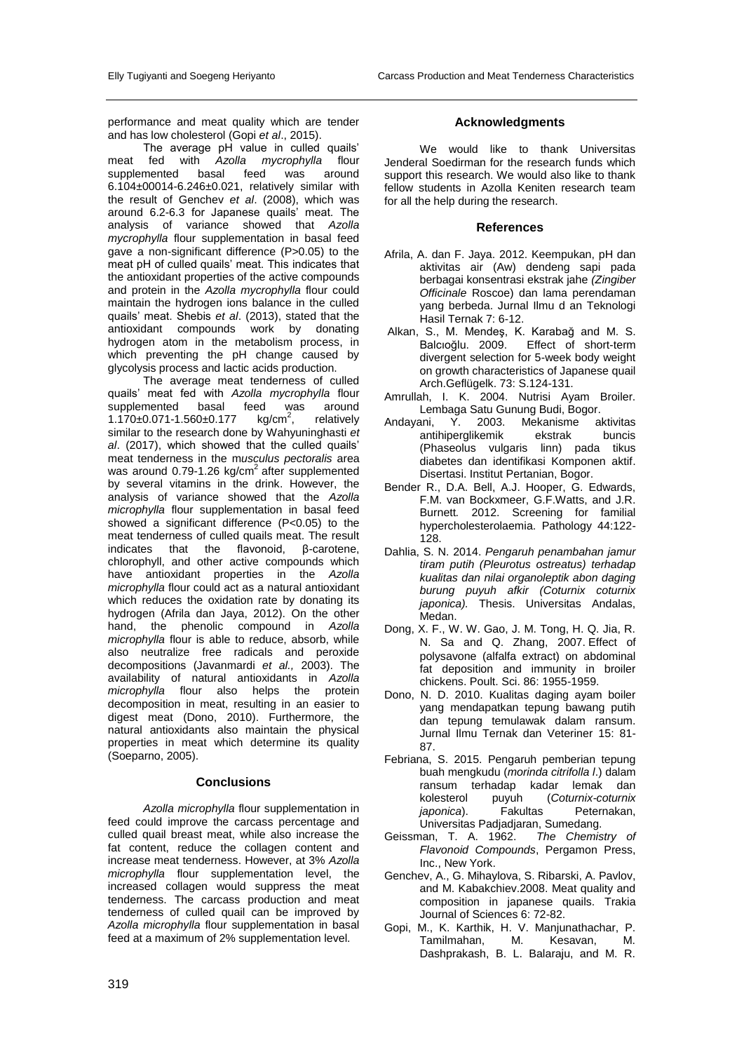performance and meat quality which are tender and has low cholesterol (Gopi *et al*., 2015).

The average pH value in culled quails' meat fed with *Azolla mycrophylla* flour supplemented basal feed was around 6.104±00014-6.246±0.021, relatively similar with the result of Genchev *et al*. (2008), which was around 6.2-6.3 for Japanese quails' meat. The analysis of variance showed that *Azolla mycrophylla* flour supplementation in basal feed gave a non-significant difference (P>0.05) to the meat pH of culled quails' meat. This indicates that the antioxidant properties of the active compounds and protein in the *Azolla mycrophylla* flour could maintain the hydrogen ions balance in the culled quails' meat. Shebis *et al*. (2013), stated that the antioxidant compounds work by donating hydrogen atom in the metabolism process, in which preventing the pH change caused by glycolysis process and lactic acids production.

The average meat tenderness of culled quails' meat fed with *Azolla mycrophylla* flour supplemented basal feed was around 1.170±0.071-1.560±0.177 kg/cm$^2$, relatively similar to the research done by Wahyuninghasti *et al*. (2017), which showed that the culled quails' meat tenderness in the m*usculus pectoralis* area was around 0.79-1.26 kg/cm$^2$ after supplemented by several vitamins in the drink. However, the analysis of variance showed that the *Azolla microphylla* flour supplementation in basal feed showed a significant difference (P<0.05) to the meat tenderness of culled quails meat. The result indicates that the flavonoid, β-carotene, chlorophyll, and other active compounds which have antioxidant properties in the *Azolla microphylla* flour could act as a natural antioxidant which reduces the oxidation rate by donating its hydrogen (Afrila dan Jaya, 2012). On the other hand, the phenolic compound in *Azolla microphylla* flour is able to reduce, absorb, while also neutralize free radicals and peroxide decompositions (Javanmardi *et al.,* 2003). The availability of natural antioxidants in *Azolla microphylla* flour also helps the protein decomposition in meat, resulting in an easier to digest meat (Dono, 2010). Furthermore, the natural antioxidants also maintain the physical properties in meat which determine its quality (Soeparno, 2005).

## Conclusions

*Azolla microphylla* flour supplementation in feed could improve the carcass percentage and culled quail breast meat, while also increase the fat content, reduce the collagen content and increase meat tenderness. However, at 3% *Azolla microphylla* flour supplementation level, the increased collagen would suppress the meat tenderness. The carcass production and meat tenderness of culled quail can be improved by *Azolla microphylla* flour supplementation in basal feed at a maximum of 2% supplementation level.

## Acknowledgments

We would like to thank Universitas Jenderal Soedirman for the research funds which support this research. We would also like to thank fellow students in Azolla Keniten research team for all the help during the research.

## References

Afrila, A. dan F. Jaya. 2012. Keempukan, pH dan aktivitas air (Aw) dendeng sapi pada berbagai konsentrasi ekstrak jahe *(Zingiber Officinale* Roscoe) dan lama perendaman yang berbeda. Jurnal Ilmu d an Teknologi Hasil Ternak 7: 6-12.

Alkan, S., M. Mendeş, K. Karabağ and M. S. Balcıoğlu. 2009. Effect of short-term divergent selection for 5-week body weight on growth characteristics of Japanese quail Arch.Geflügelk. 73: S.124-131.

Amrullah, I. K. 2004. Nutrisi Ayam Broiler. Lembaga Satu Gunung Budi, Bogor.

Andayani, Y. 2003. Mekanisme aktivitas antihiperglikemik ekstrak buncis (Phaseolus vulgaris linn) pada tikus diabetes dan identifikasi Komponen aktif. Disertasi. Institut Pertanian, Bogor.

Bender R., D.A. Bell, A.J. Hooper, G. Edwards, F.M. van Bockxmeer, G.F.Watts, and J.R. Burnett. 2012. Screening for familial hypercholesterolaemia. Pathology 44:122-128.

Dahlia, S. N. 2014. *Pengaruh penambahan jamur tiram putih (Pleurotus ostreatus) terhadap kualitas dan nilai organoleptik abon daging burung puyuh afkir (Coturnix coturnix japonica).* Thesis. Universitas Andalas, Medan.

Dong, X. F., W. W. Gao, J. M. Tong, H. Q. Jia, R. N. Sa and Q. Zhang, 2007. Effect of polysavone (alfalfa extract) on abdominal fat deposition and immunity in broiler chickens. Poult. Sci. 86: 1955-1959.

Dono, N. D. 2010. Kualitas daging ayam boiler yang mendapatkan tepung bawang putih dan tepung temulawak dalam ransum. Jurnal Ilmu Ternak dan Veteriner 15: 81-87.

Febriana, S. 2015. Pengaruh pemberian tepung buah mengkudu (*morinda citrifolla l*.) dalam ransum terhadap kadar lemak dan kolesterol puyuh (*Coturnix-coturnix japonica*). Fakultas Peternakan, Universitas Padjadjaran, Sumedang.

Geissman, T. A. 1962. *The Chemistry of Flavonoid Compounds*, Pergamon Press, Inc., New York.

Genchev, A., G. Mihaylova, S. Ribarski, A. Pavlov, and M. Kabakchiev.2008. Meat quality and composition in japanese quails. Trakia Journal of Sciences 6: 72-82.

Gopi, M., K. Karthik, H. V. Manjunathachar, P. Tamilmahan, M. Kesavan, M. Dashprakash, B. L. Balaraju, and M. R.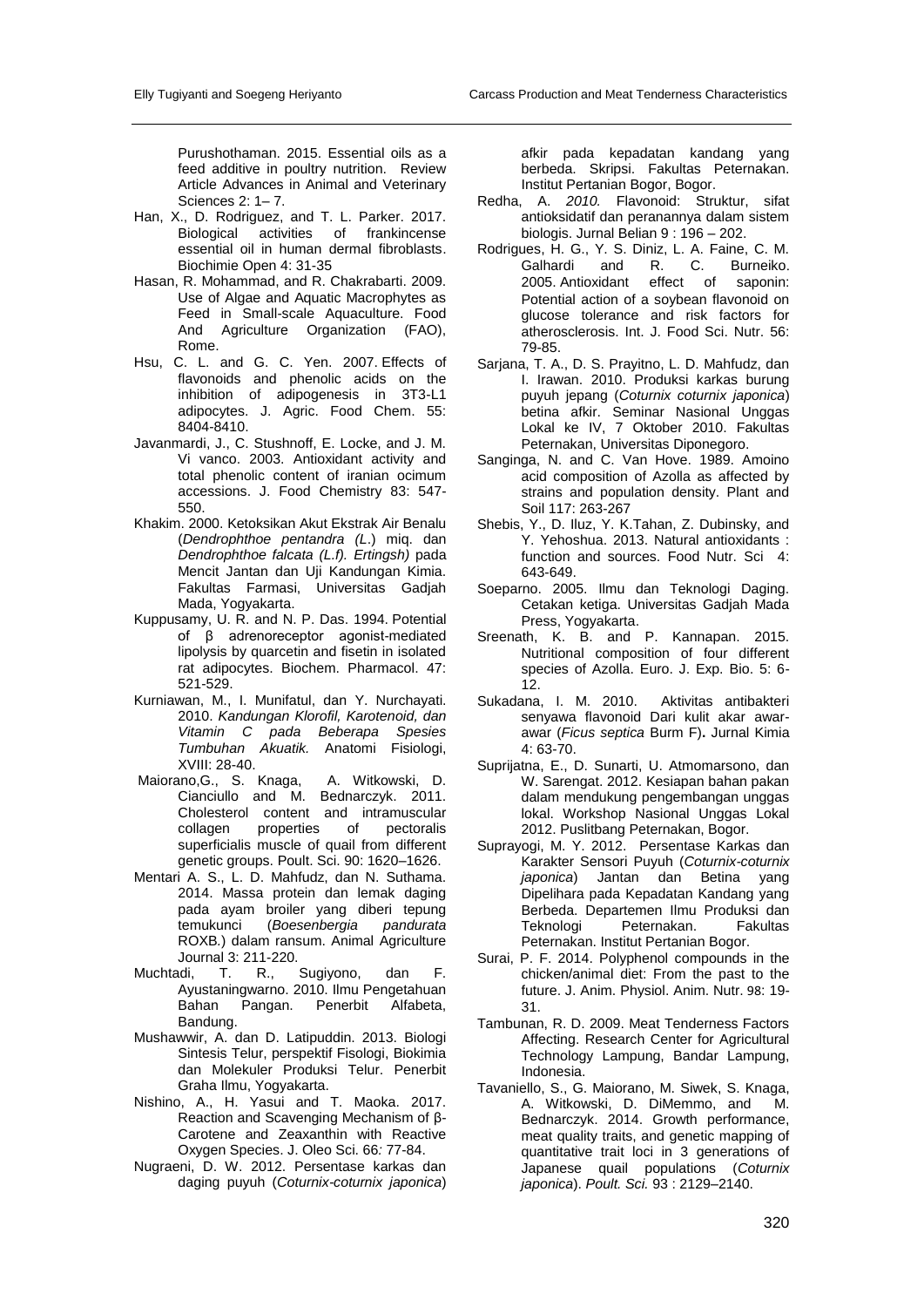Purushothaman. 2015. Essential oils as a feed additive in poultry nutrition. Review Article Advances in Animal and Veterinary Sciences 2: 1– 7.

Han, X., D. Rodriguez, and T. L. Parker. 2017. Biological activities of frankincense essential oil in human dermal fibroblasts. Biochimie Open 4: 31-35

Hasan, R. Mohammad, and R. Chakrabarti. 2009. Use of Algae and Aquatic Macrophytes as Feed in Small-scale Aquaculture. Food And Agriculture Organization (FAO), Rome.

Hsu, C. L. and G. C. Yen. 2007. Effects of flavonoids and phenolic acids on the inhibition of adipogenesis in 3T3-L1 adipocytes. J. Agric. Food Chem. 55: 8404-8410.

Javanmardi, J., C. Stushnoff, E. Locke, and J. M. Vi vanco. 2003. Antioxidant activity and total phenolic content of iranian ocimum accessions. J. Food Chemistry 83: 547-550.

Khakim. 2000. Ketoksikan Akut Ekstrak Air Benalu (*Dendrophthoe pentandra (L.*) miq. dan *Dendrophthoe falcata (L.f). Ertingsh)* pada Mencit Jantan dan Uji Kandungan Kimia. Fakultas Farmasi, Universitas Gadjah Mada, Yogyakarta.

Kuppusamy, U. R. and N. P. Das. 1994. Potential of β adrenoreceptor agonist-mediated lipolysis by quarcetin and fisetin in isolated rat adipocytes. Biochem. Pharmacol. 47: 521-529.

Kurniawan, M., I. Munifatul, dan Y. Nurchayati. 2010. *Kandungan Klorofil, Karotenoid, dan Vitamin C pada Beberapa Spesies Tumbuhan Akuatik.* Anatomi Fisiologi, XVIII: 28-40.

Maiorano,G., S. Knaga, A. Witkowski, D. Cianciullo and M. Bednarczyk. 2011. Cholesterol content and intramuscular collagen properties of pectoralis superficialis muscle of quail from different genetic groups. Poult. Sci. 90: 1620–1626.

Mentari A. S., L. D. Mahfudz, dan N. Suthama. 2014. Massa protein dan lemak daging pada ayam broiler yang diberi tepung temukunci (*Boesenbergia pandurata* ROXB.) dalam ransum. Animal Agriculture Journal 3: 211-220.

Muchtadi, T. R., Sugiyono, dan F. Ayustaningwarno. 2010. Ilmu Pengetahuan Bahan Pangan. Penerbit Alfabeta, Bandung.

Mushawwir, A. dan D. Latipuddin. 2013. Biologi Sintesis Telur, perspektif Fisologi, Biokimia dan Molekuler Produksi Telur. Penerbit Graha Ilmu, Yogyakarta.

Nishino, A., H. Yasui and T. Maoka. 2017. Reaction and Scavenging Mechanism of β-Carotene and Zeaxanthin with Reactive Oxygen Species. J. Oleo Sci. 66*:* 77-84.

Nugraeni, D. W. 2012. Persentase karkas dan daging puyuh (*Coturnix-coturnix japonica*) afkir pada kepadatan kandang yang berbeda. Skripsi. Fakultas Peternakan. Institut Pertanian Bogor, Bogor.

Redha, A. *2010.* Flavonoid: Struktur, sifat antioksidatif dan peranannya dalam sistem biologis. Jurnal Belian 9 : 196 – 202.

Rodrigues, H. G., Y. S. Diniz, L. A. Faine, C. M. Galhardi and R. C. Burneiko. 2005. Antioxidant effect of saponin: Potential action of a soybean flavonoid on glucose tolerance and risk factors for atherosclerosis. Int. J. Food Sci. Nutr. 56: 79-85.

Sarjana, T. A., D. S. Prayitno, L. D. Mahfudz, dan I. Irawan. 2010. Produksi karkas burung puyuh jepang (*Coturnix coturnix japonica*) betina afkir. Seminar Nasional Unggas Lokal ke IV, 7 Oktober 2010. Fakultas Peternakan, Universitas Diponegoro.

Sanginga, N. and C. Van Hove. 1989. Amoino acid composition of Azolla as affected by strains and population density. Plant and Soil 117: 263-267

Shebis, Y., D. Iluz, Y. K.Tahan, Z. Dubinsky, and Y. Yehoshua. 2013. Natural antioxidants : function and sources. Food Nutr. Sci 4: 643-649.

Soeparno. 2005. Ilmu dan Teknologi Daging. Cetakan ketiga. Universitas Gadjah Mada Press, Yogyakarta.

Sreenath, K. B. and P. Kannapan. 2015. Nutritional composition of four different species of Azolla. Euro. J. Exp. Bio. 5: 6-12.

Sukadana, I. M. 2010. Aktivitas antibakteri senyawa flavonoid Dari kulit akar awar-awar (*Ficus septica* Burm F)**.** Jurnal Kimia 4: 63-70.

Suprijatna, E., D. Sunarti, U. Atmomarsono, dan W. Sarengat. 2012. Kesiapan bahan pakan dalam mendukung pengembangan unggas lokal. Workshop Nasional Unggas Lokal 2012. Puslitbang Peternakan, Bogor.

Suprayogi, M. Y. 2012. Persentase Karkas dan Karakter Sensori Puyuh (*Coturnix-coturnix japonica*) Jantan dan Betina yang Dipelihara pada Kepadatan Kandang yang Berbeda. Departemen Ilmu Produksi dan Teknologi Peternakan. Fakultas Peternakan. Institut Pertanian Bogor.

Surai, P. F. 2014. Polyphenol compounds in the chicken/animal diet: From the past to the future. J. Anim. Physiol. Anim. Nutr. 98: 19-31.

Tambunan, R. D. 2009. Meat Tenderness Factors Affecting. Research Center for Agricultural Technology Lampung, Bandar Lampung, Indonesia.

Tavaniello, S., G. Maiorano, M. Siwek, S. Knaga, A. Witkowski, D. DiMemmo, and M. Bednarczyk. 2014. Growth performance, meat quality traits, and genetic mapping of quantitative trait loci in 3 generations of Japanese quail populations (*Coturnix japonica*). *Poult. Sci.* 93 : 2129–2140.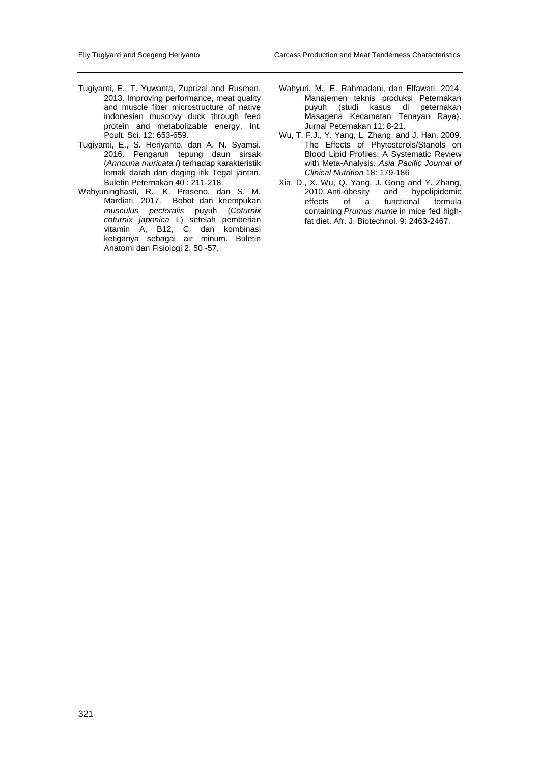Tugiyanti, E., T. Yuwanta, Zuprizal and Rusman. 2013. Improving performance, meat quality and muscle fiber microstructure of native indonesian muscovy duck through feed protein and metabolizable energy. Int. Poult. Sci. 12: 653-659.

Tugiyanti, E., S. Heriyanto, dan A. N. Syamsi. 2016. Pengaruh tepung daun sirsak (*Announa muricata l*) terhadap karakteristik lemak darah dan daging itik Tegal jantan. Buletin Peternakan 40 : 211-218.

Wahyuninghasti, R., K. Praseno, dan S. M. Mardiati. 2017. Bobot dan keempukan *musculus pectoralis* puyuh (*Coturnix coturnix japonica* L) setelah pemberian vitamin A, B12, C, dan kombinasi ketiganya sebagai air minum. Buletin Anatomi dan Fisiologi 2: 50 -57.

Wahyuri, M., E. Rahmadani, dan Elfawati. 2014. Manajemen teknis produksi Peternakan puyuh (studi kasus di peternakan Masagena Kecamatan Tenayan Raya). Jurnal Peternakan 11: 8-21.

Wu, T. F.J., Y. Yang, L. Zhang, and J. Han. 2009. The Effects of Phytosterols/Stanols on Blood Lipid Profiles: A Systematic Review with Meta-Analysis. *Asia Pacific Journal of Clinical Nutrition* 18: 179-186

Xia, D., X. Wu, Q. Yang, J. Gong and Y. Zhang, 2010. Anti-obesity and hypolipidemic effects of a functional formula containing *Prumus mume* in mice fed high-fat diet. Afr. J. Biotechnol. 9: 2463-2467.